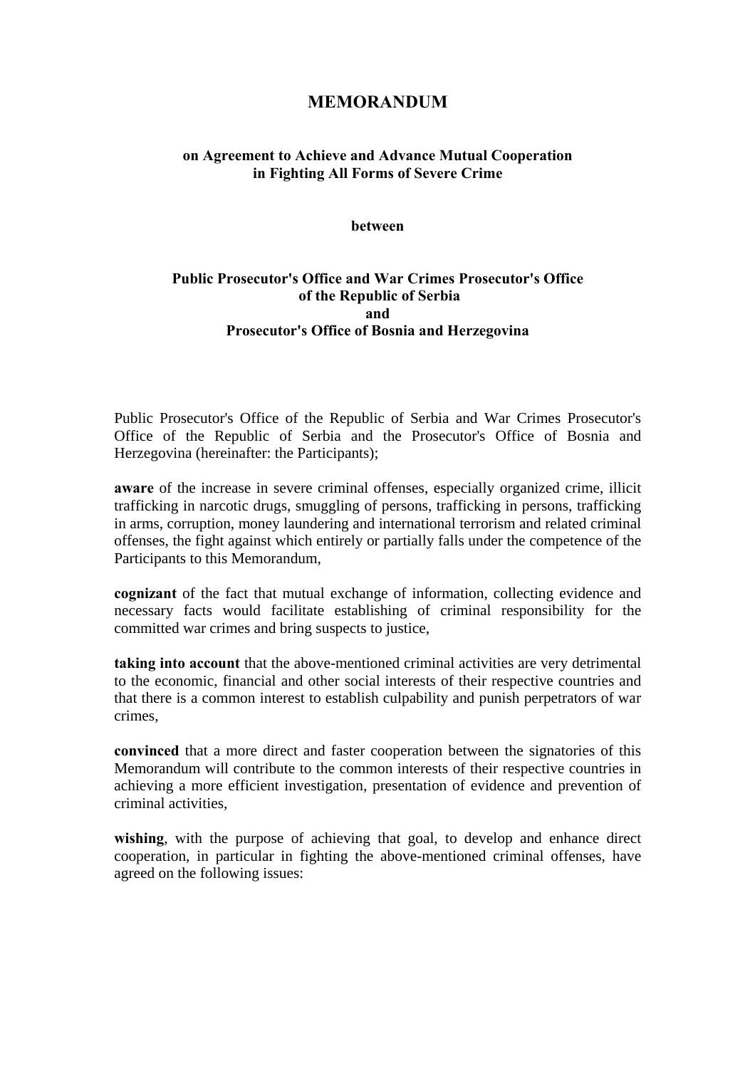# MEMORANDUM

## on Agreement to Achieve and Advance Mutual Cooperation in Fighting All Forms of Severe Crime

**between**

**Public Prosecutor's Office and War Crimes Prosecutor's Office of the Republic of Serbia**
**and**
**Prosecutor's Office of Bosnia and Herzegovina**

Public Prosecutor's Office of the Republic of Serbia and War Crimes Prosecutor's Office of the Republic of Serbia and the Prosecutor's Office of Bosnia and Herzegovina (hereinafter: the Participants);

**aware** of the increase in severe criminal offenses, especially organized crime, illicit trafficking in narcotic drugs, smuggling of persons, trafficking in persons, trafficking in arms, corruption, money laundering and international terrorism and related criminal offenses, the fight against which entirely or partially falls under the competence of the Participants to this Memorandum,

**cognizant** of the fact that mutual exchange of information, collecting evidence and necessary facts would facilitate establishing of criminal responsibility for the committed war crimes and bring suspects to justice,

**taking into account** that the above-mentioned criminal activities are very detrimental to the economic, financial and other social interests of their respective countries and that there is a common interest to establish culpability and punish perpetrators of war crimes,

**convinced** that a more direct and faster cooperation between the signatories of this Memorandum will contribute to the common interests of their respective countries in achieving a more efficient investigation, presentation of evidence and prevention of criminal activities,

**wishing**, with the purpose of achieving that goal, to develop and enhance direct cooperation, in particular in fighting the above-mentioned criminal offenses, have agreed on the following issues: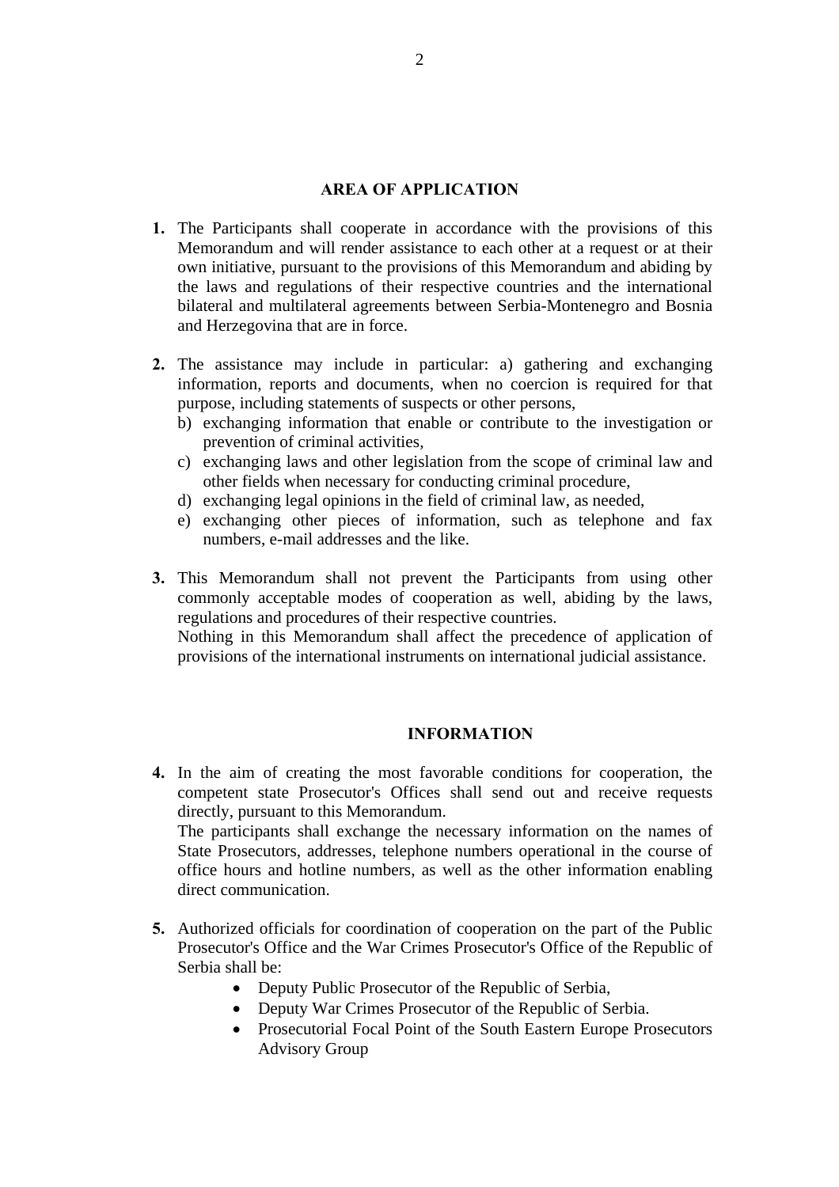## AREA OF APPLICATION

1. The Participants shall cooperate in accordance with the provisions of this Memorandum and will render assistance to each other at a request or at their own initiative, pursuant to the provisions of this Memorandum and abiding by the laws and regulations of their respective countries and the international bilateral and multilateral agreements between Serbia-Montenegro and Bosnia and Herzegovina that are in force.

2. The assistance may include in particular: a) gathering and exchanging information, reports and documents, when no coercion is required for that purpose, including statements of suspects or other persons,
   b) exchanging information that enable or contribute to the investigation or prevention of criminal activities,
   c) exchanging laws and other legislation from the scope of criminal law and other fields when necessary for conducting criminal procedure,
   d) exchanging legal opinions in the field of criminal law, as needed,
   e) exchanging other pieces of information, such as telephone and fax numbers, e-mail addresses and the like.

3. This Memorandum shall not prevent the Participants from using other commonly acceptable modes of cooperation as well, abiding by the laws, regulations and procedures of their respective countries.
   Nothing in this Memorandum shall affect the precedence of application of provisions of the international instruments on international judicial assistance.

## INFORMATION

4. In the aim of creating the most favorable conditions for cooperation, the competent state Prosecutor's Offices shall send out and receive requests directly, pursuant to this Memorandum.
   The participants shall exchange the necessary information on the names of State Prosecutors, addresses, telephone numbers operational in the course of office hours and hotline numbers, as well as the other information enabling direct communication.

5. Authorized officials for coordination of cooperation on the part of the Public Prosecutor's Office and the War Crimes Prosecutor's Office of the Republic of Serbia shall be:
   - Deputy Public Prosecutor of the Republic of Serbia,
   - Deputy War Crimes Prosecutor of the Republic of Serbia.
   - Prosecutorial Focal Point of the South Eastern Europe Prosecutors Advisory Group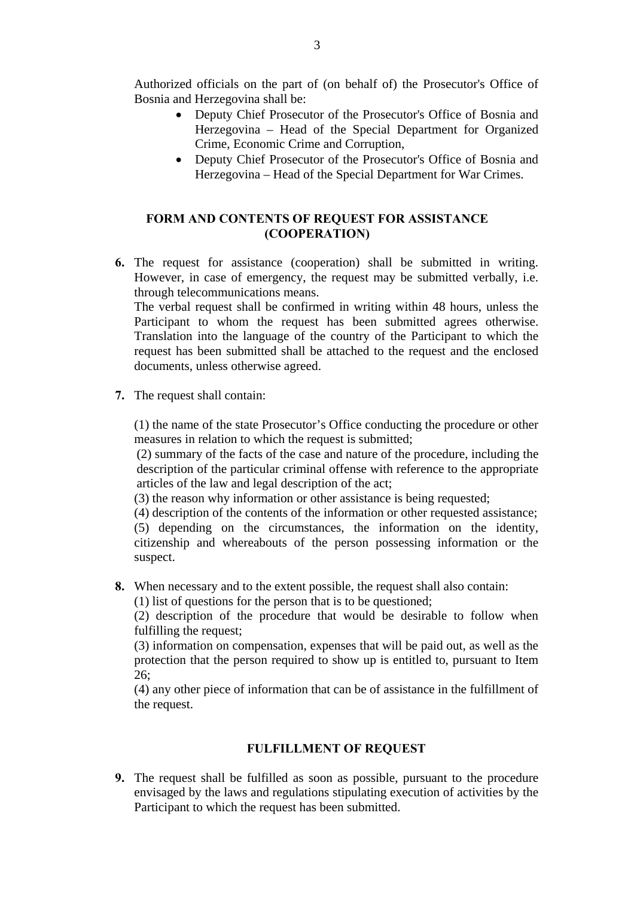Authorized officials on the part of (on behalf of) the Prosecutor's Office of Bosnia and Herzegovina shall be:

- Deputy Chief Prosecutor of the Prosecutor's Office of Bosnia and Herzegovina – Head of the Special Department for Organized Crime, Economic Crime and Corruption,
- Deputy Chief Prosecutor of the Prosecutor's Office of Bosnia and Herzegovina – Head of the Special Department for War Crimes.

## FORM AND CONTENTS OF REQUEST FOR ASSISTANCE (COOPERATION)

**6.** The request for assistance (cooperation) shall be submitted in writing. However, in case of emergency, the request may be submitted verbally, i.e. through telecommunications means.
The verbal request shall be confirmed in writing within 48 hours, unless the Participant to whom the request has been submitted agrees otherwise. Translation into the language of the country of the Participant to which the request has been submitted shall be attached to the request and the enclosed documents, unless otherwise agreed.

**7.** The request shall contain:

(1) the name of the state Prosecutor's Office conducting the procedure or other measures in relation to which the request is submitted;
(2) summary of the facts of the case and nature of the procedure, including the description of the particular criminal offense with reference to the appropriate articles of the law and legal description of the act;
(3) the reason why information or other assistance is being requested;
(4) description of the contents of the information or other requested assistance;
(5) depending on the circumstances, the information on the identity, citizenship and whereabouts of the person possessing information or the suspect.

**8.** When necessary and to the extent possible, the request shall also contain:
(1) list of questions for the person that is to be questioned;
(2) description of the procedure that would be desirable to follow when fulfilling the request;
(3) information on compensation, expenses that will be paid out, as well as the protection that the person required to show up is entitled to, pursuant to Item 26;
(4) any other piece of information that can be of assistance in the fulfillment of the request.

## FULFILLMENT OF REQUEST

**9.** The request shall be fulfilled as soon as possible, pursuant to the procedure envisaged by the laws and regulations stipulating execution of activities by the Participant to which the request has been submitted.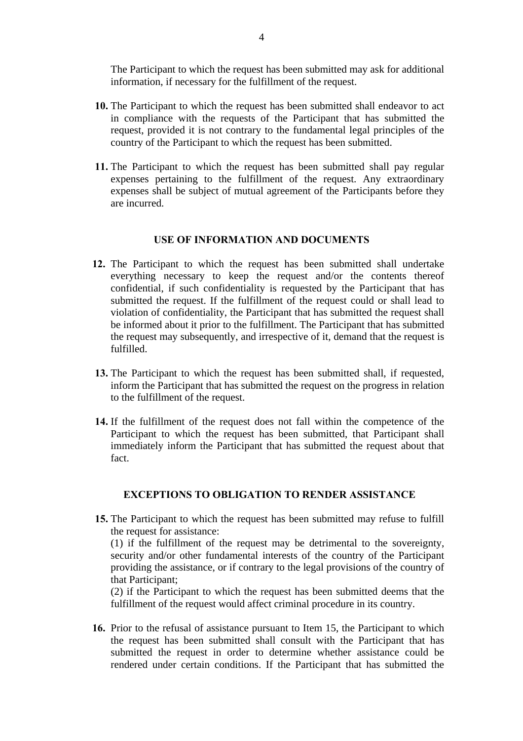The Participant to which the request has been submitted may ask for additional information, if necessary for the fulfillment of the request.

**10.** The Participant to which the request has been submitted shall endeavor to act in compliance with the requests of the Participant that has submitted the request, provided it is not contrary to the fundamental legal principles of the country of the Participant to which the request has been submitted.

**11.** The Participant to which the request has been submitted shall pay regular expenses pertaining to the fulfillment of the request. Any extraordinary expenses shall be subject of mutual agreement of the Participants before they are incurred.

## USE OF INFORMATION AND DOCUMENTS

**12.** The Participant to which the request has been submitted shall undertake everything necessary to keep the request and/or the contents thereof confidential, if such confidentiality is requested by the Participant that has submitted the request. If the fulfillment of the request could or shall lead to violation of confidentiality, the Participant that has submitted the request shall be informed about it prior to the fulfillment. The Participant that has submitted the request may subsequently, and irrespective of it, demand that the request is fulfilled.

**13.** The Participant to which the request has been submitted shall, if requested, inform the Participant that has submitted the request on the progress in relation to the fulfillment of the request.

**14.** If the fulfillment of the request does not fall within the competence of the Participant to which the request has been submitted, that Participant shall immediately inform the Participant that has submitted the request about that fact.

## EXCEPTIONS TO OBLIGATION TO RENDER ASSISTANCE

**15.** The Participant to which the request has been submitted may refuse to fulfill the request for assistance:
(1) if the fulfillment of the request may be detrimental to the sovereignty, security and/or other fundamental interests of the country of the Participant providing the assistance, or if contrary to the legal provisions of the country of that Participant;
(2) if the Participant to which the request has been submitted deems that the fulfillment of the request would affect criminal procedure in its country.

**16.** Prior to the refusal of assistance pursuant to Item 15, the Participant to which the request has been submitted shall consult with the Participant that has submitted the request in order to determine whether assistance could be rendered under certain conditions. If the Participant that has submitted the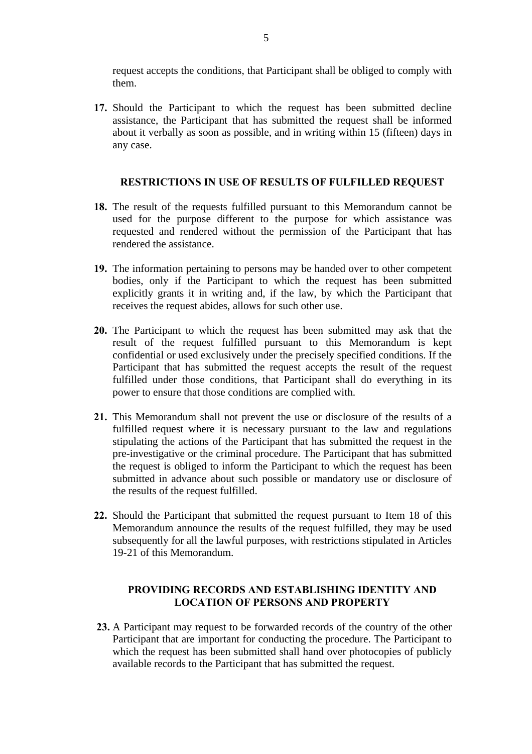request accepts the conditions, that Participant shall be obliged to comply with them.

**17.** Should the Participant to which the request has been submitted decline assistance, the Participant that has submitted the request shall be informed about it verbally as soon as possible, and in writing within 15 (fifteen) days in any case.

### RESTRICTIONS IN USE OF RESULTS OF FULFILLED REQUEST

**18.** The result of the requests fulfilled pursuant to this Memorandum cannot be used for the purpose different to the purpose for which assistance was requested and rendered without the permission of the Participant that has rendered the assistance.

**19.** The information pertaining to persons may be handed over to other competent bodies, only if the Participant to which the request has been submitted explicitly grants it in writing and, if the law, by which the Participant that receives the request abides, allows for such other use.

**20.** The Participant to which the request has been submitted may ask that the result of the request fulfilled pursuant to this Memorandum is kept confidential or used exclusively under the precisely specified conditions. If the Participant that has submitted the request accepts the result of the request fulfilled under those conditions, that Participant shall do everything in its power to ensure that those conditions are complied with.

**21.** This Memorandum shall not prevent the use or disclosure of the results of a fulfilled request where it is necessary pursuant to the law and regulations stipulating the actions of the Participant that has submitted the request in the pre-investigative or the criminal procedure. The Participant that has submitted the request is obliged to inform the Participant to which the request has been submitted in advance about such possible or mandatory use or disclosure of the results of the request fulfilled.

**22.** Should the Participant that submitted the request pursuant to Item 18 of this Memorandum announce the results of the request fulfilled, they may be used subsequently for all the lawful purposes, with restrictions stipulated in Articles 19-21 of this Memorandum.

### PROVIDING RECORDS AND ESTABLISHING IDENTITY AND LOCATION OF PERSONS AND PROPERTY

**23.** A Participant may request to be forwarded records of the country of the other Participant that are important for conducting the procedure. The Participant to which the request has been submitted shall hand over photocopies of publicly available records to the Participant that has submitted the request.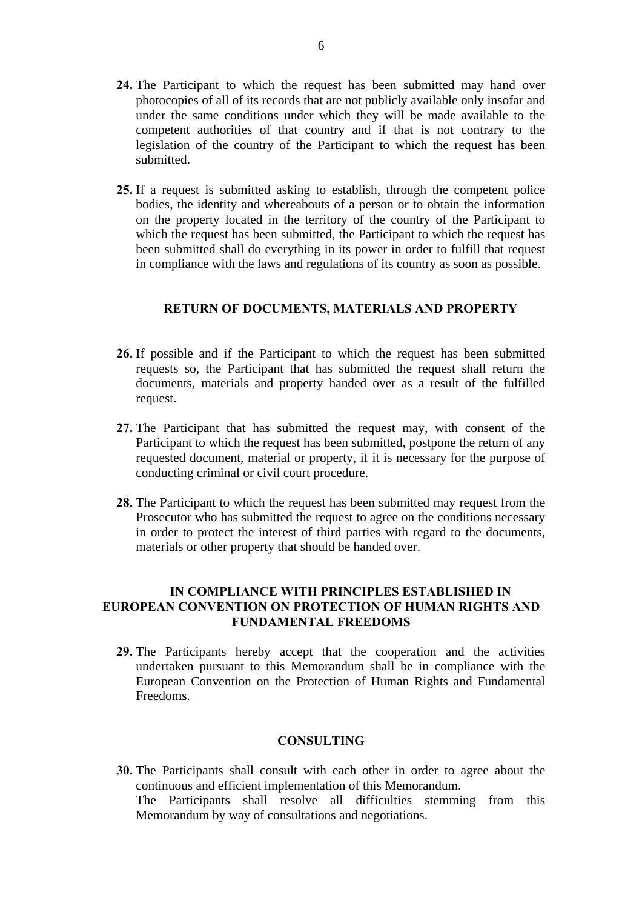**24.** The Participant to which the request has been submitted may hand over photocopies of all of its records that are not publicly available only insofar and under the same conditions under which they will be made available to the competent authorities of that country and if that is not contrary to the legislation of the country of the Participant to which the request has been submitted.

**25.** If a request is submitted asking to establish, through the competent police bodies, the identity and whereabouts of a person or to obtain the information on the property located in the territory of the country of the Participant to which the request has been submitted, the Participant to which the request has been submitted shall do everything in its power in order to fulfill that request in compliance with the laws and regulations of its country as soon as possible.

## RETURN OF DOCUMENTS, MATERIALS AND PROPERTY

**26.** If possible and if the Participant to which the request has been submitted requests so, the Participant that has submitted the request shall return the documents, materials and property handed over as a result of the fulfilled request.

**27.** The Participant that has submitted the request may, with consent of the Participant to which the request has been submitted, postpone the return of any requested document, material or property, if it is necessary for the purpose of conducting criminal or civil court procedure.

**28.** The Participant to which the request has been submitted may request from the Prosecutor who has submitted the request to agree on the conditions necessary in order to protect the interest of third parties with regard to the documents, materials or other property that should be handed over.

## IN COMPLIANCE WITH PRINCIPLES ESTABLISHED IN EUROPEAN CONVENTION ON PROTECTION OF HUMAN RIGHTS AND FUNDAMENTAL FREEDOMS

**29.** The Participants hereby accept that the cooperation and the activities undertaken pursuant to this Memorandum shall be in compliance with the European Convention on the Protection of Human Rights and Fundamental Freedoms.

## CONSULTING

**30.** The Participants shall consult with each other in order to agree about the continuous and efficient implementation of this Memorandum.
The Participants shall resolve all difficulties stemming from this Memorandum by way of consultations and negotiations.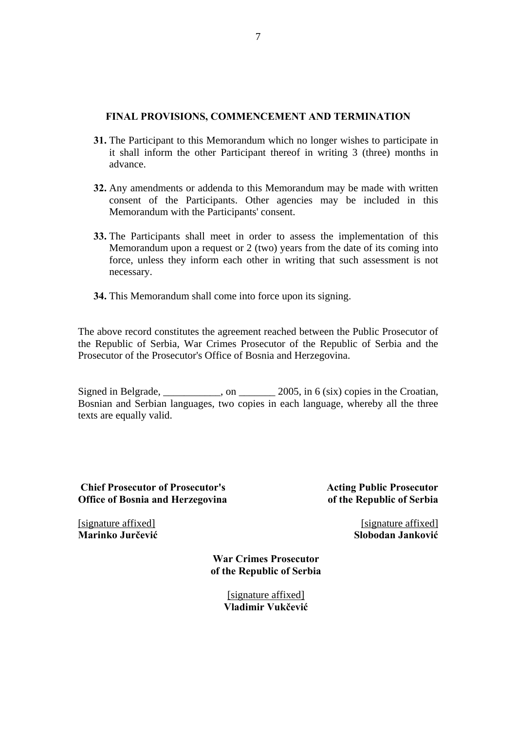### FINAL PROVISIONS, COMMENCEMENT AND TERMINATION

**31.** The Participant to this Memorandum which no longer wishes to participate in it shall inform the other Participant thereof in writing 3 (three) months in advance.

**32.** Any amendments or addenda to this Memorandum may be made with written consent of the Participants. Other agencies may be included in this Memorandum with the Participants' consent.

**33.** The Participants shall meet in order to assess the implementation of this Memorandum upon a request or 2 (two) years from the date of its coming into force, unless they inform each other in writing that such assessment is not necessary.

**34.** This Memorandum shall come into force upon its signing.

The above record constitutes the agreement reached between the Public Prosecutor of the Republic of Serbia, War Crimes Prosecutor of the Republic of Serbia and the Prosecutor of the Prosecutor's Office of Bosnia and Herzegovina.

Signed in Belgrade, ___________, on _______ 2005, in 6 (six) copies in the Croatian, Bosnian and Serbian languages, two copies in each language, whereby all the three texts are equally valid.

**Chief Prosecutor of Prosecutor's Office of Bosnia and Herzegovina**

[signature affixed]
**Marinko Jurčević**

**Acting Public Prosecutor of the Republic of Serbia**

[signature affixed]
**Slobodan Janković**

**War Crimes Prosecutor of the Republic of Serbia**

[signature affixed]
**Vladimir Vukčević**